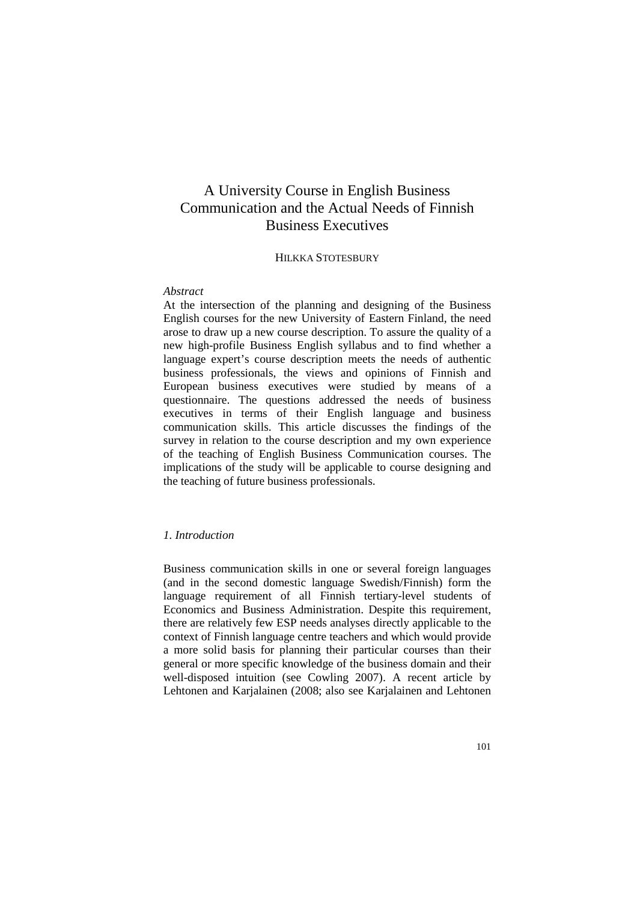# A University Course in English Business Communication and the Actual Needs of Finnish Business Executives

HILKKA STOTESBURY

*Abstract*

At the intersection of the planning and designing of the Business English courses for the new University of Eastern Finland, the need arose to draw up a new course description. To assure the quality of a new high-profile Business English syllabus and to find whether a language expert's course description meets the needs of authentic business professionals, the views and opinions of Finnish and European business executives were studied by means of a questionnaire. The questions addressed the needs of business executives in terms of their English language and business communication skills. This article discusses the findings of the survey in relation to the course description and my own experience of the teaching of English Business Communication courses. The implications of the study will be applicable to course designing and the teaching of future business professionals.

## *1. Introduction*

Business communication skills in one or several foreign languages (and in the second domestic language Swedish/Finnish) form the language requirement of all Finnish tertiary-level students of Economics and Business Administration. Despite this requirement, there are relatively few ESP needs analyses directly applicable to the context of Finnish language centre teachers and which would provide a more solid basis for planning their particular courses than their general or more specific knowledge of the business domain and their well-disposed intuition (see Cowling 2007). A recent article by Lehtonen and Karjalainen (2008; also see Karjalainen and Lehtonen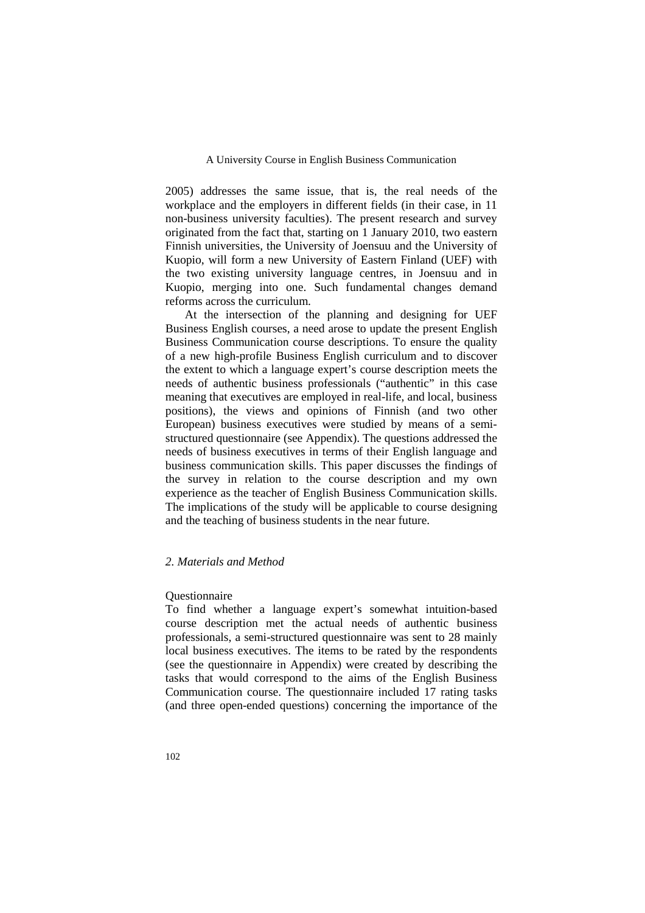2005) addresses the same issue, that is, the real needs of the workplace and the employers in different fields (in their case, in 11 non-business university faculties). The present research and survey originated from the fact that, starting on 1 January 2010, two eastern Finnish universities, the University of Joensuu and the University of Kuopio, will form a new University of Eastern Finland (UEF) with the two existing university language centres, in Joensuu and in Kuopio, merging into one. Such fundamental changes demand reforms across the curriculum.

At the intersection of the planning and designing for UEF Business English courses, a need arose to update the present English Business Communication course descriptions. To ensure the quality of a new high-profile Business English curriculum and to discover the extent to which a language expert's course description meets the needs of authentic business professionals ("authentic" in this case meaning that executives are employed in real-life, and local, business positions), the views and opinions of Finnish (and two other European) business executives were studied by means of a semi-structured questionnaire (see Appendix). The questions addressed the needs of business executives in terms of their English language and business communication skills. This paper discusses the findings of the survey in relation to the course description and my own experience as the teacher of English Business Communication skills. The implications of the study will be applicable to course designing and the teaching of business students in the near future.

## *2. Materials and Method*

Questionnaire

To find whether a language expert's somewhat intuition-based course description met the actual needs of authentic business professionals, a semi-structured questionnaire was sent to 28 mainly local business executives. The items to be rated by the respondents (see the questionnaire in Appendix) were created by describing the tasks that would correspond to the aims of the English Business Communication course. The questionnaire included 17 rating tasks (and three open-ended questions) concerning the importance of the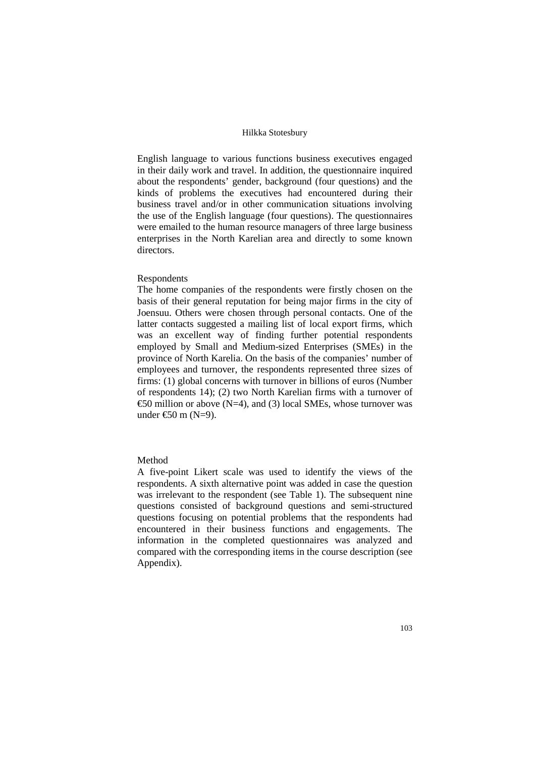English language to various functions business executives engaged in their daily work and travel. In addition, the questionnaire inquired about the respondents' gender, background (four questions) and the kinds of problems the executives had encountered during their business travel and/or in other communication situations involving the use of the English language (four questions). The questionnaires were emailed to the human resource managers of three large business enterprises in the North Karelian area and directly to some known directors.

Respondents

The home companies of the respondents were firstly chosen on the basis of their general reputation for being major firms in the city of Joensuu. Others were chosen through personal contacts. One of the latter contacts suggested a mailing list of local export firms, which was an excellent way of finding further potential respondents employed by Small and Medium-sized Enterprises (SMEs) in the province of North Karelia. On the basis of the companies' number of employees and turnover, the respondents represented three sizes of firms: (1) global concerns with turnover in billions of euros (Number of respondents 14); (2) two North Karelian firms with a turnover of €50 million or above (N=4), and (3) local SMEs, whose turnover was under €50 m (N=9).

Method

A five-point Likert scale was used to identify the views of the respondents. A sixth alternative point was added in case the question was irrelevant to the respondent (see Table 1). The subsequent nine questions consisted of background questions and semi-structured questions focusing on potential problems that the respondents had encountered in their business functions and engagements. The information in the completed questionnaires was analyzed and compared with the corresponding items in the course description (see Appendix).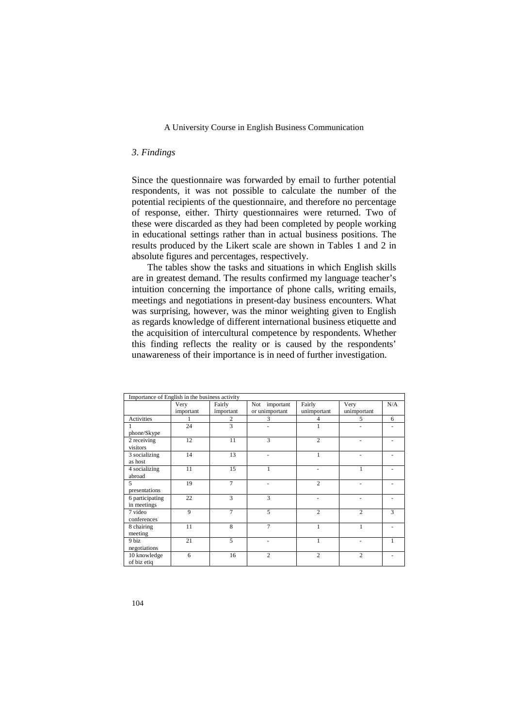### *3. Findings*

Since the questionnaire was forwarded by email to further potential respondents, it was not possible to calculate the number of the potential recipients of the questionnaire, and therefore no percentage of response, either. Thirty questionnaires were returned. Two of these were discarded as they had been completed by people working in educational settings rather than in actual business positions. The results produced by the Likert scale are shown in Tables 1 and 2 in absolute figures and percentages, respectively.

The tables show the tasks and situations in which English skills are in greatest demand. The results confirmed my language teacher's intuition concerning the importance of phone calls, writing emails, meetings and negotiations in present-day business encounters. What was surprising, however, was the minor weighting given to English as regards knowledge of different international business etiquette and the acquisition of intercultural competence by respondents. Whether this finding reflects the reality or is caused by the respondents' unawareness of their importance is in need of further investigation.

| Importance of English in the business activity | | | | | | |
|---|---|---|---|---|---|---|
| | Very important | Fairly important | Not important or unimportant | Fairly unimportant | Very unimportant | N/A |
| Activities | 1 | 2 | 3 | 4 | 5 | 6 |
| 1 phone/Skype | 24 | 3 | - | 1 | - | - |
| 2 receiving visitors | 12 | 11 | 3 | 2 | - | - |
| 3 socializing as host | 14 | 13 | - | 1 | - | - |
| 4 socializing abroad | 11 | 15 | 1 | - | 1 | - |
| 5 presentations | 19 | 7 | - | 2 | - | - |
| 6 participating in meetings | 22 | 3 | 3 | - | - | - |
| 7 video conferences | 9 | 7 | 5 | 2 | 2 | 3 |
| 8 chairing meeting | 11 | 8 | 7 | 1 | 1 | - |
| 9 biz negotiations | 21 | 5 | - | 1 | - | 1 |
| 10 knowledge of biz etiq | 6 | 16 | 2 | 2 | 2 | - |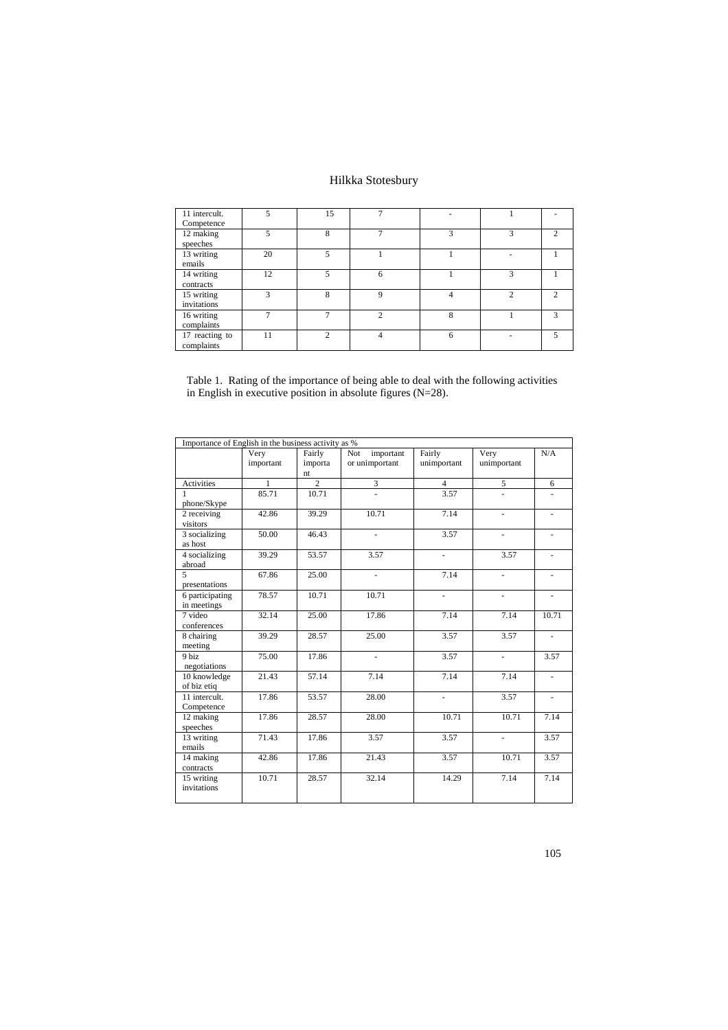| 11 intercult. Competence | 5 | 15 | 7 | - | 1 | - |
|---|---|---|---|---|---|---|
| 12 making speeches | 5 | 8 | 7 | 3 | 3 | 2 |
| 13 writing emails | 20 | 5 | 1 | 1 | - | 1 |
| 14 writing contracts | 12 | 5 | 6 | 1 | 3 | 1 |
| 15 writing invitations | 3 | 8 | 9 | 4 | 2 | 2 |
| 16 writing complaints | 7 | 7 | 2 | 8 | 1 | 3 |
| 17 reacting to complaints | 11 | 2 | 4 | 6 | - | 5 |

Table 1. Rating of the importance of being able to deal with the following activities in English in executive position in absolute figures (N=28).

| Importance of English in the business activity as % | | | | | | |
|---|---|---|---|---|---|---|
| | Very important | Fairly important | Not important or unimportant | Fairly unimportant | Very unimportant | N/A |
| Activities | 1 | 2 | 3 | 4 | 5 | 6 |
| 1 phone/Skype | 85.71 | 10.71 | - | 3.57 | - | - |
| 2 receiving visitors | 42.86 | 39.29 | 10.71 | 7.14 | - | - |
| 3 socializing as host | 50.00 | 46.43 | - | 3.57 | - | - |
| 4 socializing abroad | 39.29 | 53.57 | 3.57 | - | 3.57 | - |
| 5 presentations | 67.86 | 25.00 | - | 7.14 | - | - |
| 6 participating in meetings | 78.57 | 10.71 | 10.71 | - | - | - |
| 7 video conferences | 32.14 | 25.00 | 17.86 | 7.14 | 7.14 | 10.71 |
| 8 chairing meeting | 39.29 | 28.57 | 25.00 | 3.57 | 3.57 | - |
| 9 biz negotiations | 75.00 | 17.86 | - | 3.57 | - | 3.57 |
| 10 knowledge of biz etiq | 21.43 | 57.14 | 7.14 | 7.14 | 7.14 | - |
| 11 intercult. Competence | 17.86 | 53.57 | 28.00 | - | 3.57 | - |
| 12 making speeches | 17.86 | 28.57 | 28.00 | 10.71 | 10.71 | 7.14 |
| 13 writing emails | 71.43 | 17.86 | 3.57 | 3.57 | - | 3.57 |
| 14 making contracts | 42.86 | 17.86 | 21.43 | 3.57 | 10.71 | 3.57 |
| 15 writing invitations | 10.71 | 28.57 | 32.14 | 14.29 | 7.14 | 7.14 |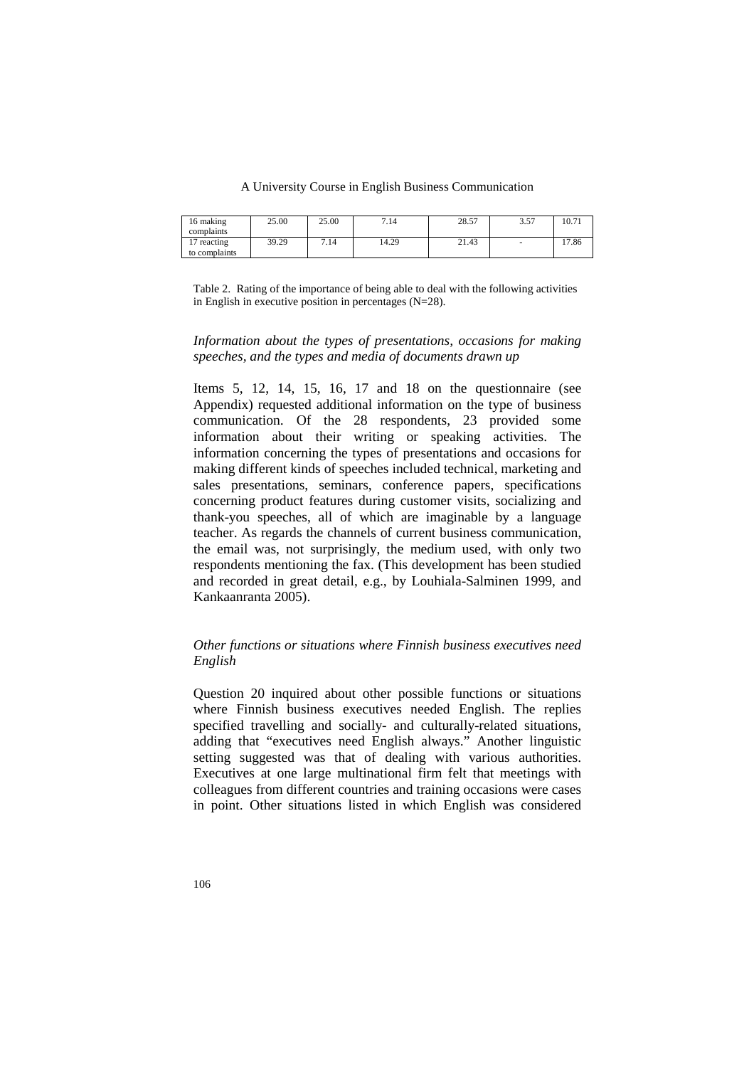| | | | | | | |
|---|---|---|---|---|---|---|
| 16 making complaints | 25.00 | 25.00 | 7.14 | 28.57 | 3.57 | 10.71 |
| 17 reacting to complaints | 39.29 | 7.14 | 14.29 | 21.43 | - | 17.86 |

Table 2. Rating of the importance of being able to deal with the following activities in English in executive position in percentages (N=28).

*Information about the types of presentations, occasions for making speeches, and the types and media of documents drawn up*

Items 5, 12, 14, 15, 16, 17 and 18 on the questionnaire (see Appendix) requested additional information on the type of business communication. Of the 28 respondents, 23 provided some information about their writing or speaking activities. The information concerning the types of presentations and occasions for making different kinds of speeches included technical, marketing and sales presentations, seminars, conference papers, specifications concerning product features during customer visits, socializing and thank-you speeches, all of which are imaginable by a language teacher. As regards the channels of current business communication, the email was, not surprisingly, the medium used, with only two respondents mentioning the fax. (This development has been studied and recorded in great detail, e.g., by Louhiala-Salminen 1999, and Kankaanranta 2005).

*Other functions or situations where Finnish business executives need English*

Question 20 inquired about other possible functions or situations where Finnish business executives needed English. The replies specified travelling and socially- and culturally-related situations, adding that "executives need English always." Another linguistic setting suggested was that of dealing with various authorities. Executives at one large multinational firm felt that meetings with colleagues from different countries and training occasions were cases in point. Other situations listed in which English was considered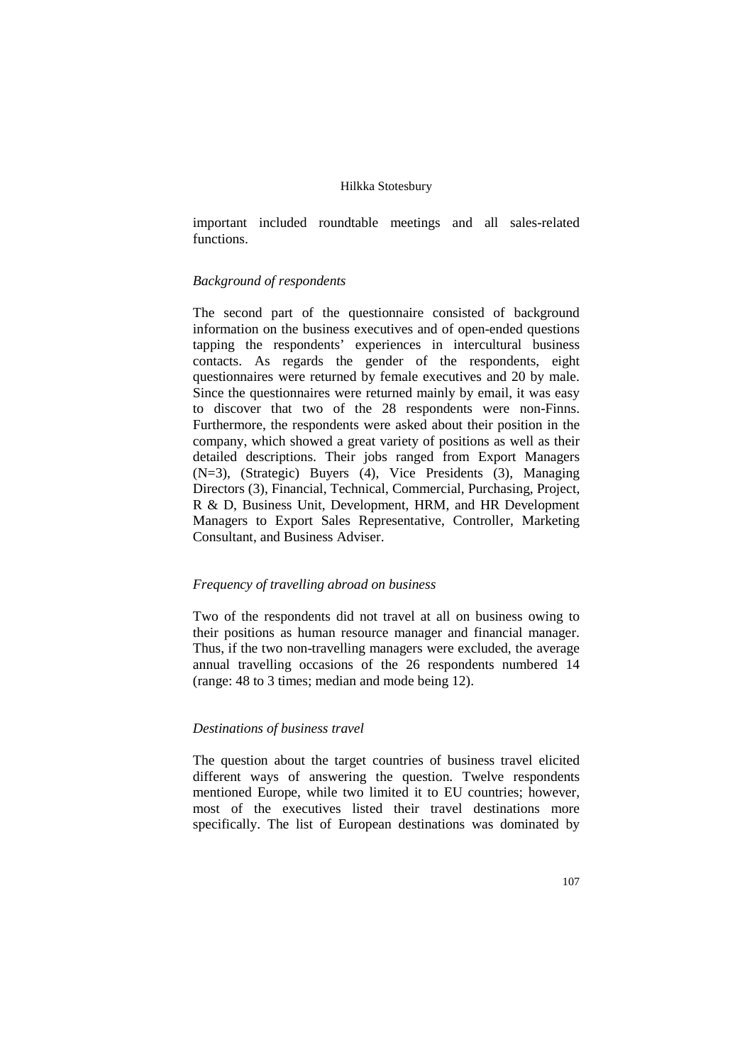important included roundtable meetings and all sales-related functions.

*Background of respondents*

The second part of the questionnaire consisted of background information on the business executives and of open-ended questions tapping the respondents' experiences in intercultural business contacts. As regards the gender of the respondents, eight questionnaires were returned by female executives and 20 by male. Since the questionnaires were returned mainly by email, it was easy to discover that two of the 28 respondents were non-Finns. Furthermore, the respondents were asked about their position in the company, which showed a great variety of positions as well as their detailed descriptions. Their jobs ranged from Export Managers (N=3), (Strategic) Buyers (4), Vice Presidents (3), Managing Directors (3), Financial, Technical, Commercial, Purchasing, Project, R & D, Business Unit, Development, HRM, and HR Development Managers to Export Sales Representative, Controller, Marketing Consultant, and Business Adviser.

*Frequency of travelling abroad on business*

Two of the respondents did not travel at all on business owing to their positions as human resource manager and financial manager. Thus, if the two non-travelling managers were excluded, the average annual travelling occasions of the 26 respondents numbered 14 (range: 48 to 3 times; median and mode being 12).

*Destinations of business travel*

The question about the target countries of business travel elicited different ways of answering the question. Twelve respondents mentioned Europe, while two limited it to EU countries; however, most of the executives listed their travel destinations more specifically. The list of European destinations was dominated by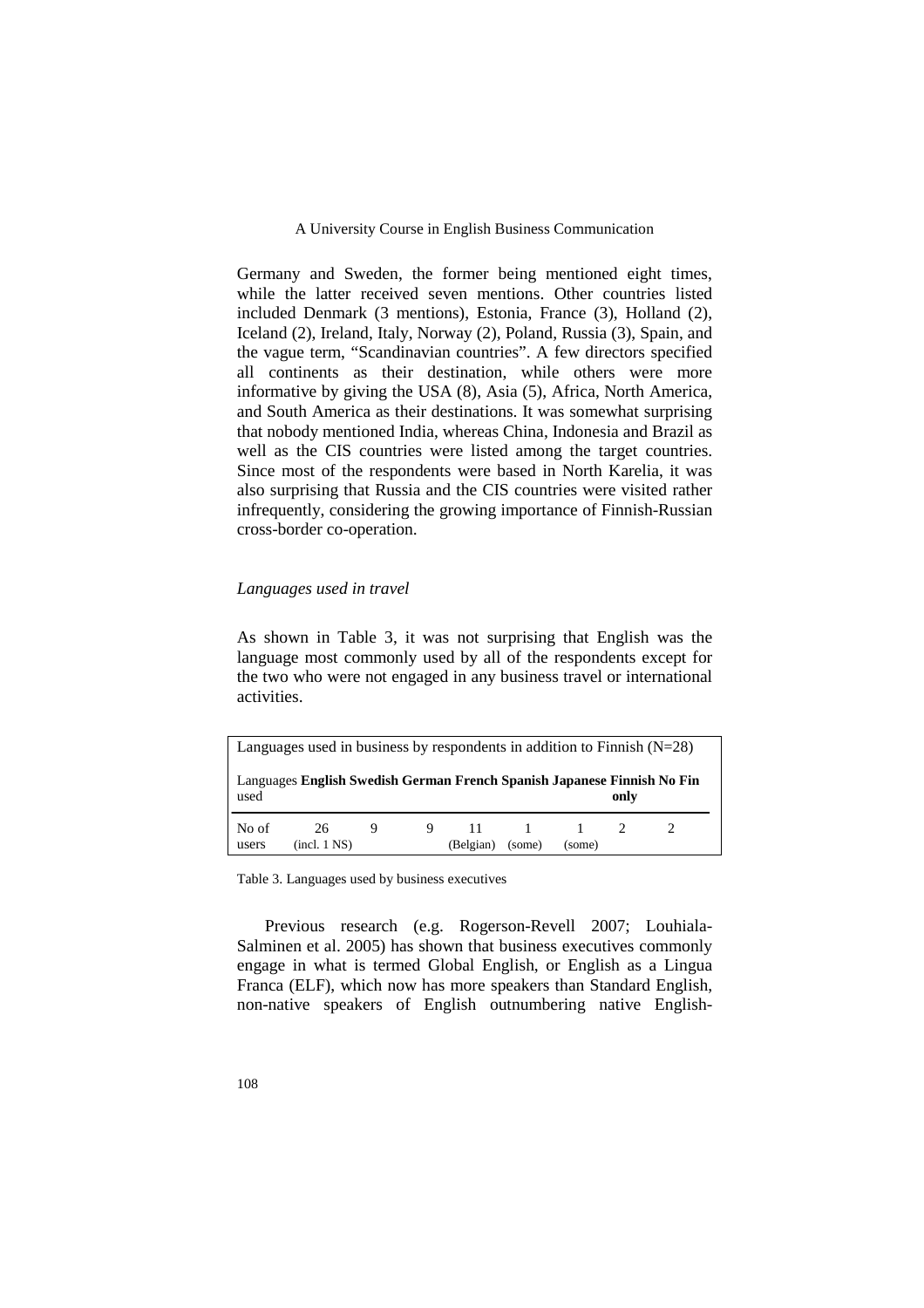Germany and Sweden, the former being mentioned eight times, while the latter received seven mentions. Other countries listed included Denmark (3 mentions), Estonia, France (3), Holland (2), Iceland (2), Ireland, Italy, Norway (2), Poland, Russia (3), Spain, and the vague term, "Scandinavian countries". A few directors specified all continents as their destination, while others were more informative by giving the USA (8), Asia (5), Africa, North America, and South America as their destinations. It was somewhat surprising that nobody mentioned India, whereas China, Indonesia and Brazil as well as the CIS countries were listed among the target countries. Since most of the respondents were based in North Karelia, it was also surprising that Russia and the CIS countries were visited rather infrequently, considering the growing importance of Finnish-Russian cross-border co-operation.

*Languages used in travel*

As shown in Table 3, it was not surprising that English was the language most commonly used by all of the respondents except for the two who were not engaged in any business travel or international activities.

Languages used in business by respondents in addition to Finnish (N=28)

| Languages used | **English** | **Swedish** | **German** | **French** | **Spanish** | **Japanese** | **Finnish only** | **No Fin** |
|---|---|---|---|---|---|---|---|---|
| No of users | 26 (incl. 1 NS) | 9 | 9 | 11 (Belgian) | 1 (some) | 1 (some) | 2 | 2 |

Table 3. Languages used by business executives

Previous research (e.g. Rogerson-Revell 2007; Louhiala-Salminen et al. 2005) has shown that business executives commonly engage in what is termed Global English, or English as a Lingua Franca (ELF), which now has more speakers than Standard English, non-native speakers of English outnumbering native English-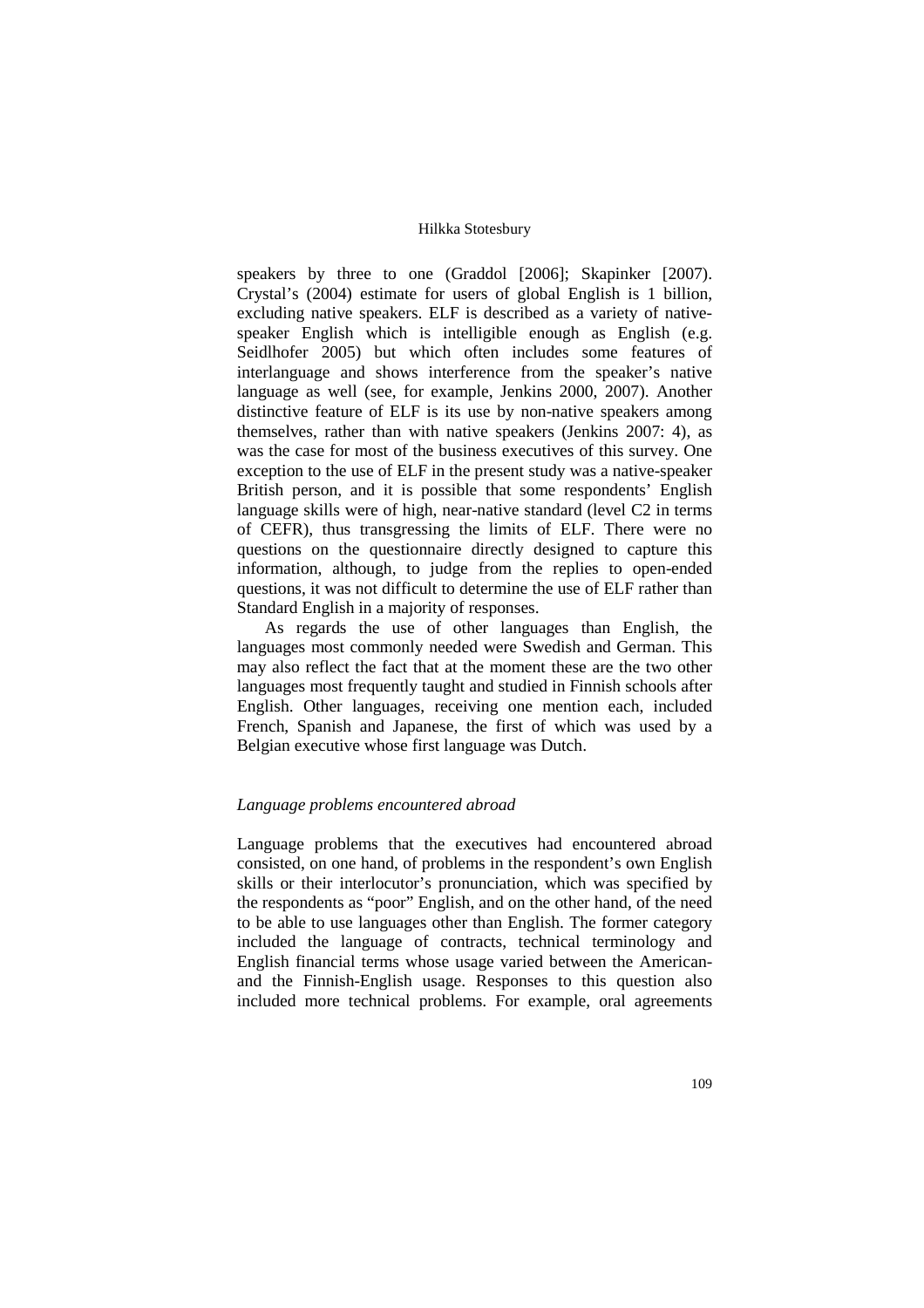speakers by three to one (Graddol [2006]; Skapinker [2007). Crystal's (2004) estimate for users of global English is 1 billion, excluding native speakers. ELF is described as a variety of native-speaker English which is intelligible enough as English (e.g. Seidlhofer 2005) but which often includes some features of interlanguage and shows interference from the speaker's native language as well (see, for example, Jenkins 2000, 2007). Another distinctive feature of ELF is its use by non-native speakers among themselves, rather than with native speakers (Jenkins 2007: 4), as was the case for most of the business executives of this survey. One exception to the use of ELF in the present study was a native-speaker British person, and it is possible that some respondents' English language skills were of high, near-native standard (level C2 in terms of CEFR), thus transgressing the limits of ELF. There were no questions on the questionnaire directly designed to capture this information, although, to judge from the replies to open-ended questions, it was not difficult to determine the use of ELF rather than Standard English in a majority of responses.

As regards the use of other languages than English, the languages most commonly needed were Swedish and German. This may also reflect the fact that at the moment these are the two other languages most frequently taught and studied in Finnish schools after English. Other languages, receiving one mention each, included French, Spanish and Japanese, the first of which was used by a Belgian executive whose first language was Dutch.

*Language problems encountered abroad*

Language problems that the executives had encountered abroad consisted, on one hand, of problems in the respondent's own English skills or their interlocutor's pronunciation, which was specified by the respondents as "poor" English, and on the other hand, of the need to be able to use languages other than English. The former category included the language of contracts, technical terminology and English financial terms whose usage varied between the American- and the Finnish-English usage. Responses to this question also included more technical problems. For example, oral agreements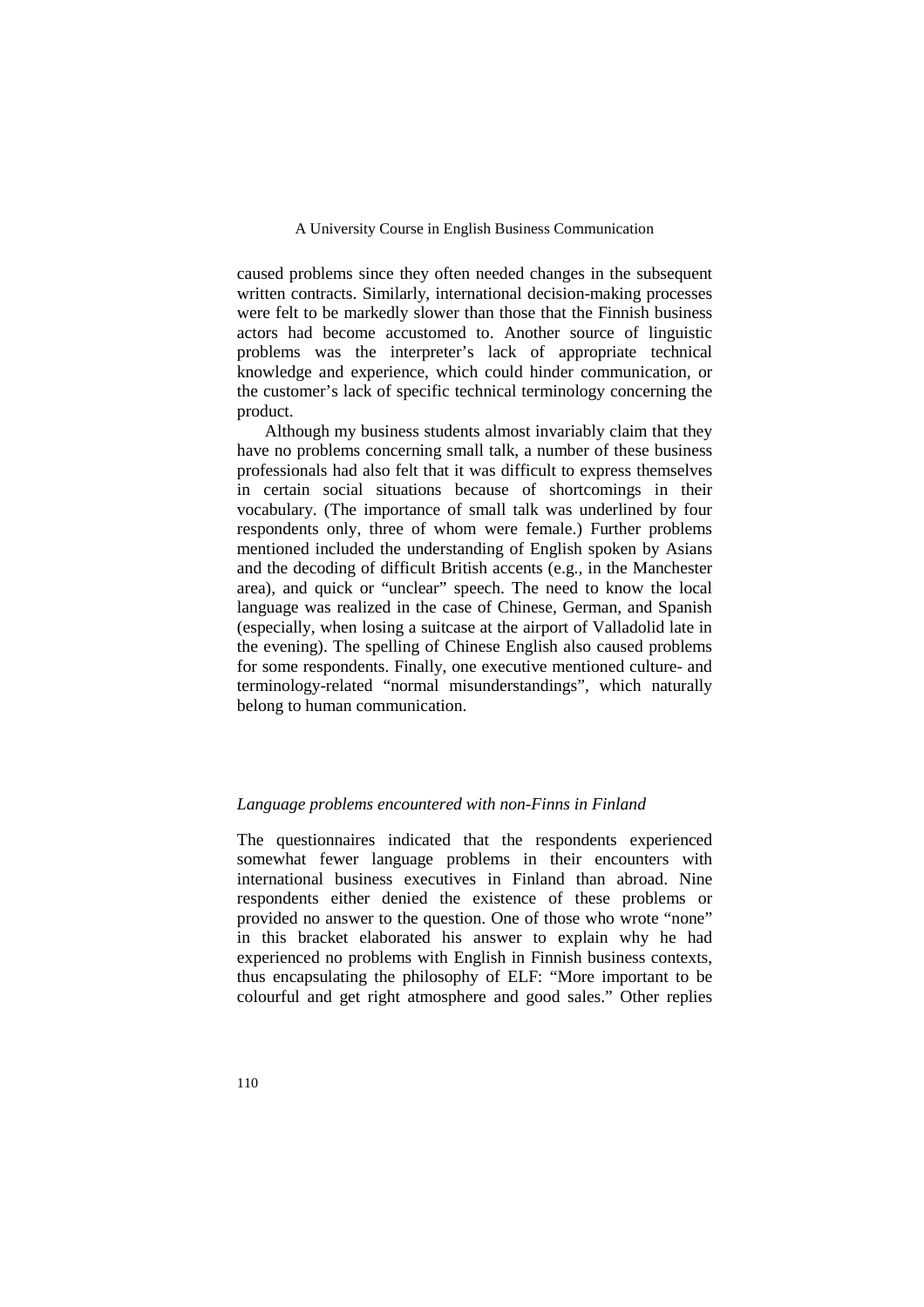caused problems since they often needed changes in the subsequent written contracts. Similarly, international decision-making processes were felt to be markedly slower than those that the Finnish business actors had become accustomed to. Another source of linguistic problems was the interpreter's lack of appropriate technical knowledge and experience, which could hinder communication, or the customer's lack of specific technical terminology concerning the product.

Although my business students almost invariably claim that they have no problems concerning small talk, a number of these business professionals had also felt that it was difficult to express themselves in certain social situations because of shortcomings in their vocabulary. (The importance of small talk was underlined by four respondents only, three of whom were female.) Further problems mentioned included the understanding of English spoken by Asians and the decoding of difficult British accents (e.g., in the Manchester area), and quick or "unclear" speech. The need to know the local language was realized in the case of Chinese, German, and Spanish (especially, when losing a suitcase at the airport of Valladolid late in the evening). The spelling of Chinese English also caused problems for some respondents. Finally, one executive mentioned culture- and terminology-related "normal misunderstandings", which naturally belong to human communication.

### *Language problems encountered with non-Finns in Finland*

The questionnaires indicated that the respondents experienced somewhat fewer language problems in their encounters with international business executives in Finland than abroad. Nine respondents either denied the existence of these problems or provided no answer to the question. One of those who wrote "none" in this bracket elaborated his answer to explain why he had experienced no problems with English in Finnish business contexts, thus encapsulating the philosophy of ELF: "More important to be colourful and get right atmosphere and good sales." Other replies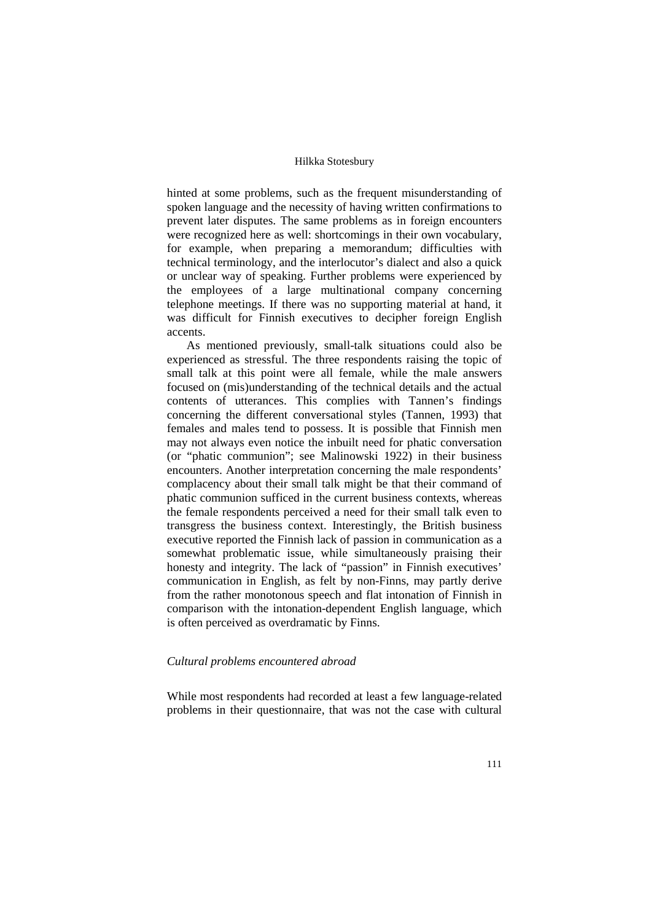hinted at some problems, such as the frequent misunderstanding of spoken language and the necessity of having written confirmations to prevent later disputes. The same problems as in foreign encounters were recognized here as well: shortcomings in their own vocabulary, for example, when preparing a memorandum; difficulties with technical terminology, and the interlocutor's dialect and also a quick or unclear way of speaking. Further problems were experienced by the employees of a large multinational company concerning telephone meetings. If there was no supporting material at hand, it was difficult for Finnish executives to decipher foreign English accents.

As mentioned previously, small-talk situations could also be experienced as stressful. The three respondents raising the topic of small talk at this point were all female, while the male answers focused on (mis)understanding of the technical details and the actual contents of utterances. This complies with Tannen's findings concerning the different conversational styles (Tannen, 1993) that females and males tend to possess. It is possible that Finnish men may not always even notice the inbuilt need for phatic conversation (or "phatic communion"; see Malinowski 1922) in their business encounters. Another interpretation concerning the male respondents' complacency about their small talk might be that their command of phatic communion sufficed in the current business contexts, whereas the female respondents perceived a need for their small talk even to transgress the business context. Interestingly, the British business executive reported the Finnish lack of passion in communication as a somewhat problematic issue, while simultaneously praising their honesty and integrity. The lack of "passion" in Finnish executives' communication in English, as felt by non-Finns, may partly derive from the rather monotonous speech and flat intonation of Finnish in comparison with the intonation-dependent English language, which is often perceived as overdramatic by Finns.

### *Cultural problems encountered abroad*

While most respondents had recorded at least a few language-related problems in their questionnaire, that was not the case with cultural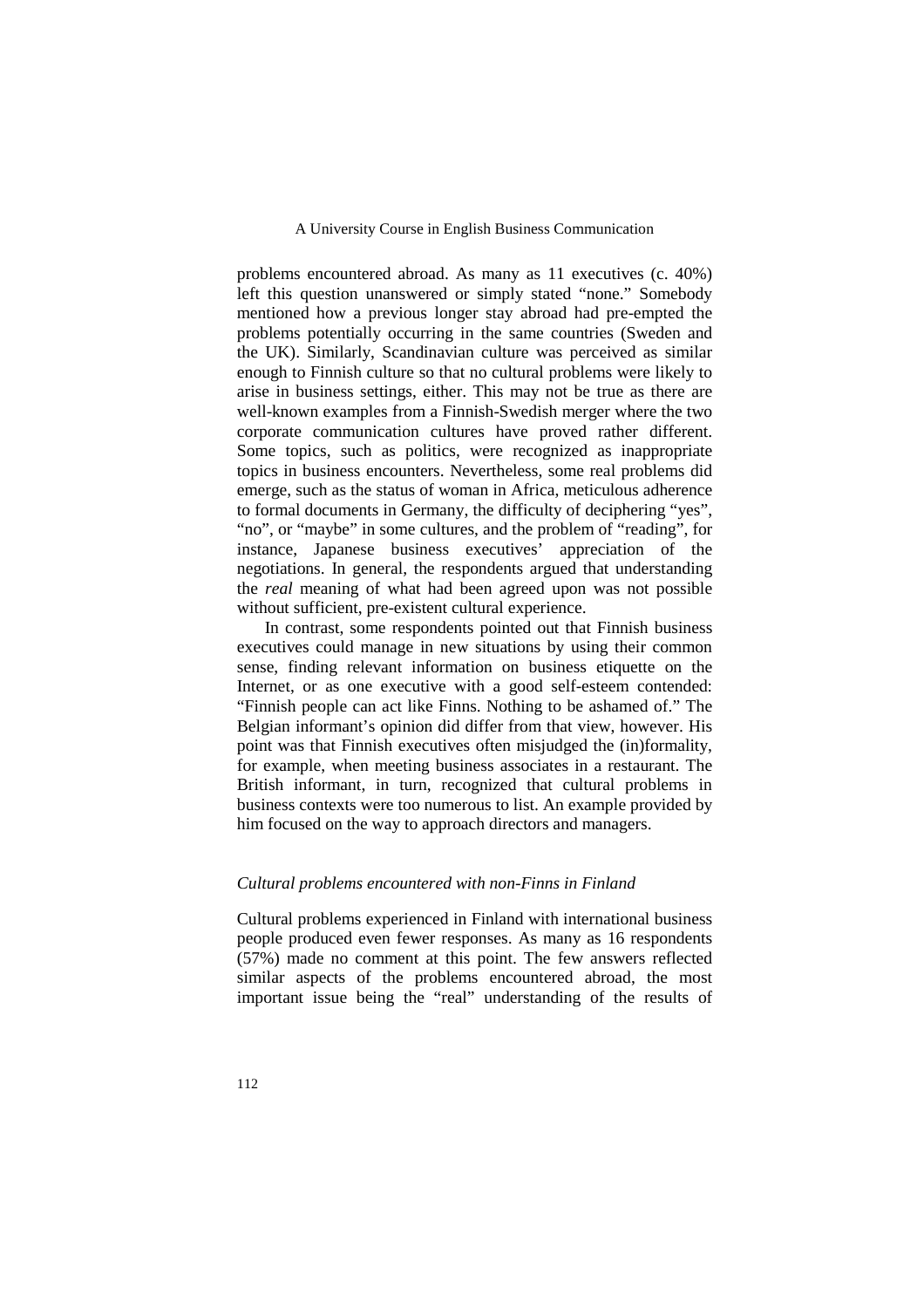problems encountered abroad. As many as 11 executives (c. 40%) left this question unanswered or simply stated "none." Somebody mentioned how a previous longer stay abroad had pre-empted the problems potentially occurring in the same countries (Sweden and the UK). Similarly, Scandinavian culture was perceived as similar enough to Finnish culture so that no cultural problems were likely to arise in business settings, either. This may not be true as there are well-known examples from a Finnish-Swedish merger where the two corporate communication cultures have proved rather different. Some topics, such as politics, were recognized as inappropriate topics in business encounters. Nevertheless, some real problems did emerge, such as the status of woman in Africa, meticulous adherence to formal documents in Germany, the difficulty of deciphering "yes", "no", or "maybe" in some cultures, and the problem of "reading", for instance, Japanese business executives' appreciation of the negotiations. In general, the respondents argued that understanding the *real* meaning of what had been agreed upon was not possible without sufficient, pre-existent cultural experience.

In contrast, some respondents pointed out that Finnish business executives could manage in new situations by using their common sense, finding relevant information on business etiquette on the Internet, or as one executive with a good self-esteem contended: "Finnish people can act like Finns. Nothing to be ashamed of." The Belgian informant's opinion did differ from that view, however. His point was that Finnish executives often misjudged the (in)formality, for example, when meeting business associates in a restaurant. The British informant, in turn, recognized that cultural problems in business contexts were too numerous to list. An example provided by him focused on the way to approach directors and managers.

### *Cultural problems encountered with non-Finns in Finland*

Cultural problems experienced in Finland with international business people produced even fewer responses. As many as 16 respondents (57%) made no comment at this point. The few answers reflected similar aspects of the problems encountered abroad, the most important issue being the "real" understanding of the results of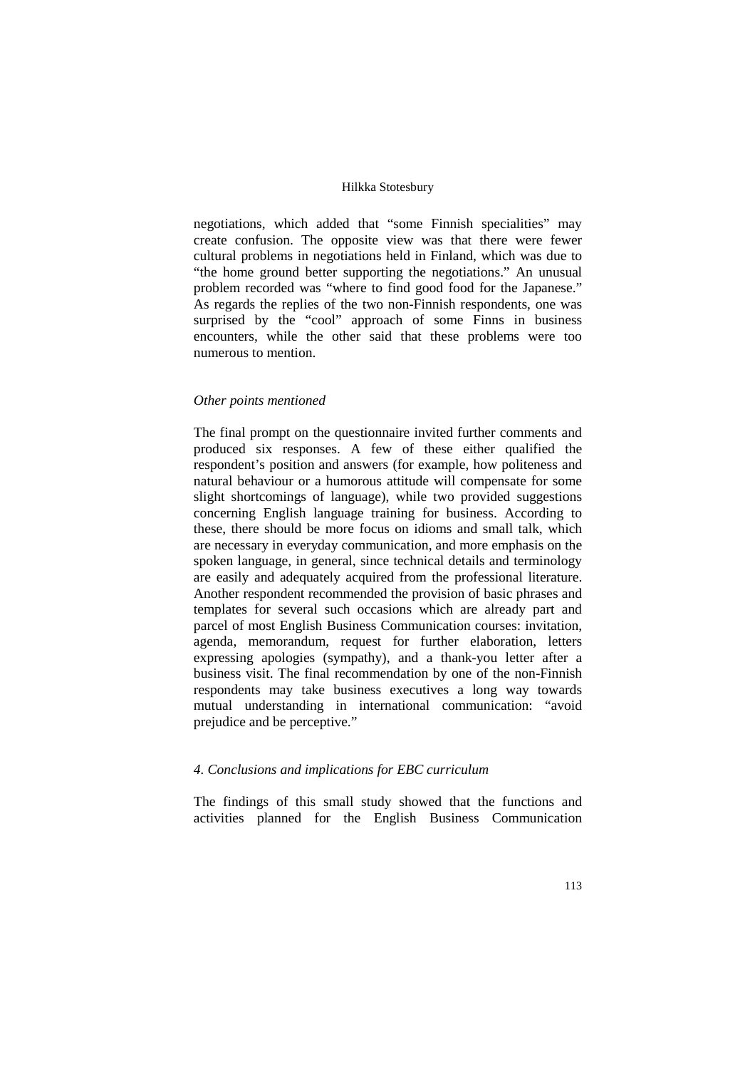negotiations, which added that "some Finnish specialities" may create confusion. The opposite view was that there were fewer cultural problems in negotiations held in Finland, which was due to "the home ground better supporting the negotiations." An unusual problem recorded was "where to find good food for the Japanese." As regards the replies of the two non-Finnish respondents, one was surprised by the "cool" approach of some Finns in business encounters, while the other said that these problems were too numerous to mention.

### *Other points mentioned*

The final prompt on the questionnaire invited further comments and produced six responses. A few of these either qualified the respondent's position and answers (for example, how politeness and natural behaviour or a humorous attitude will compensate for some slight shortcomings of language), while two provided suggestions concerning English language training for business. According to these, there should be more focus on idioms and small talk, which are necessary in everyday communication, and more emphasis on the spoken language, in general, since technical details and terminology are easily and adequately acquired from the professional literature. Another respondent recommended the provision of basic phrases and templates for several such occasions which are already part and parcel of most English Business Communication courses: invitation, agenda, memorandum, request for further elaboration, letters expressing apologies (sympathy), and a thank-you letter after a business visit. The final recommendation by one of the non-Finnish respondents may take business executives a long way towards mutual understanding in international communication: "avoid prejudice and be perceptive."

## *4. Conclusions and implications for EBC curriculum*

The findings of this small study showed that the functions and activities planned for the English Business Communication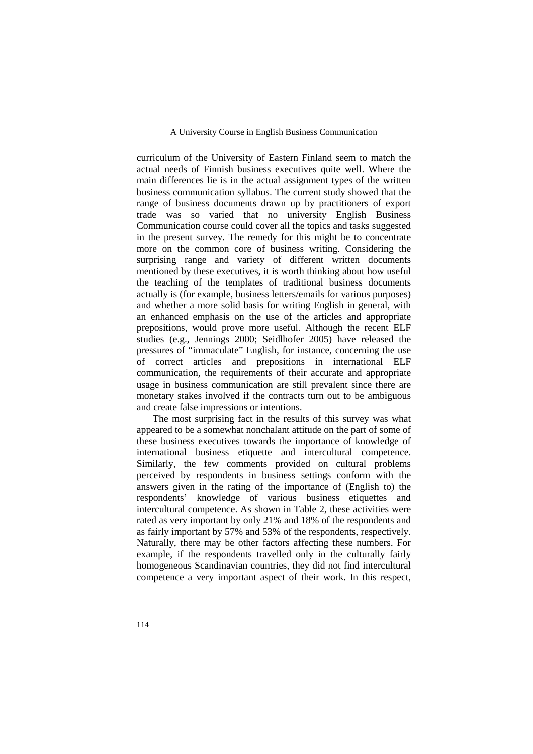curriculum of the University of Eastern Finland seem to match the actual needs of Finnish business executives quite well. Where the main differences lie is in the actual assignment types of the written business communication syllabus. The current study showed that the range of business documents drawn up by practitioners of export trade was so varied that no university English Business Communication course could cover all the topics and tasks suggested in the present survey. The remedy for this might be to concentrate more on the common core of business writing. Considering the surprising range and variety of different written documents mentioned by these executives, it is worth thinking about how useful the teaching of the templates of traditional business documents actually is (for example, business letters/emails for various purposes) and whether a more solid basis for writing English in general, with an enhanced emphasis on the use of the articles and appropriate prepositions, would prove more useful. Although the recent ELF studies (e.g., Jennings 2000; Seidlhofer 2005) have released the pressures of "immaculate" English, for instance, concerning the use of correct articles and prepositions in international ELF communication, the requirements of their accurate and appropriate usage in business communication are still prevalent since there are monetary stakes involved if the contracts turn out to be ambiguous and create false impressions or intentions.

The most surprising fact in the results of this survey was what appeared to be a somewhat nonchalant attitude on the part of some of these business executives towards the importance of knowledge of international business etiquette and intercultural competence. Similarly, the few comments provided on cultural problems perceived by respondents in business settings conform with the answers given in the rating of the importance of (English to) the respondents' knowledge of various business etiquettes and intercultural competence. As shown in Table 2, these activities were rated as very important by only 21% and 18% of the respondents and as fairly important by 57% and 53% of the respondents, respectively. Naturally, there may be other factors affecting these numbers. For example, if the respondents travelled only in the culturally fairly homogeneous Scandinavian countries, they did not find intercultural competence a very important aspect of their work. In this respect,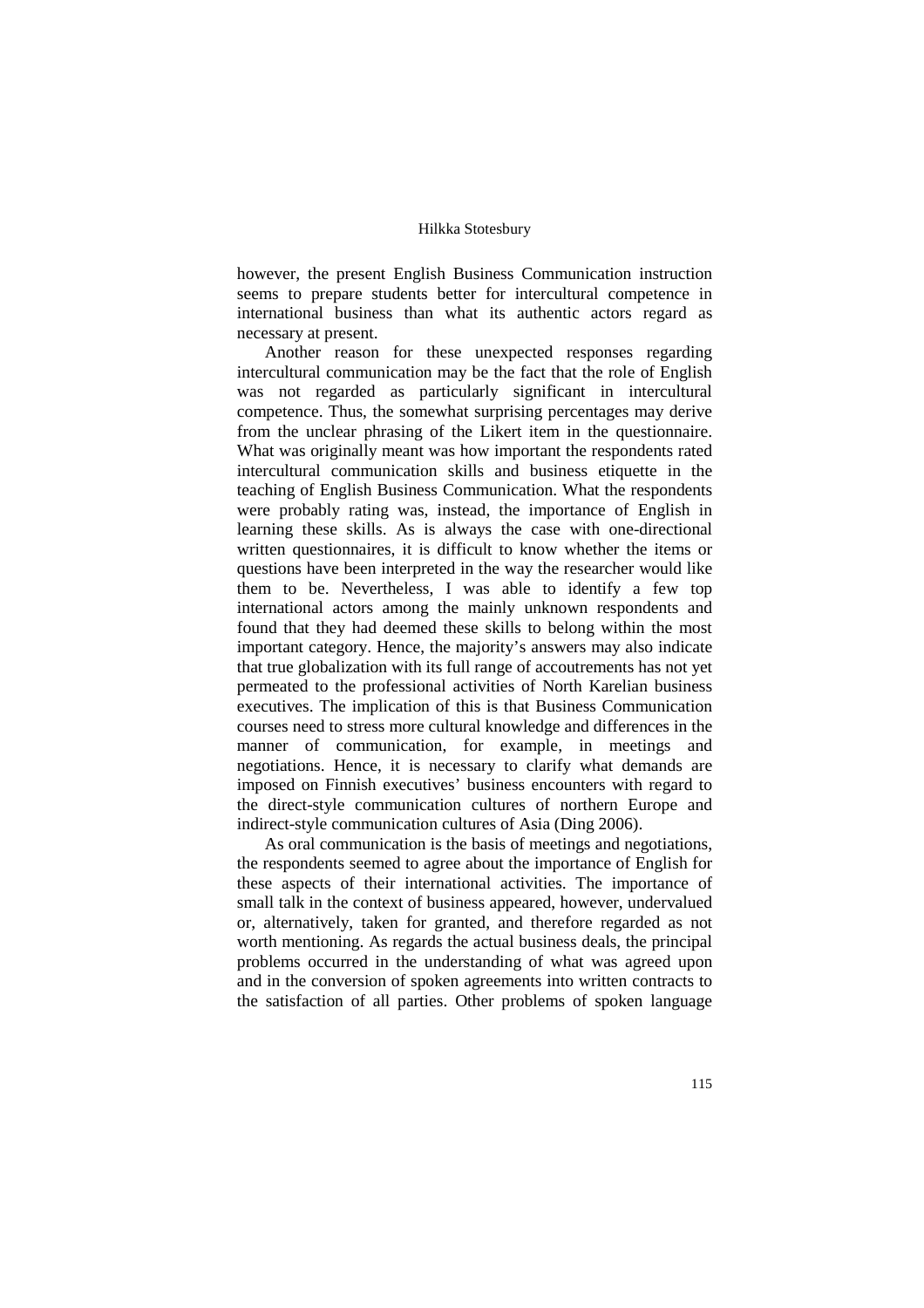however, the present English Business Communication instruction seems to prepare students better for intercultural competence in international business than what its authentic actors regard as necessary at present.

Another reason for these unexpected responses regarding intercultural communication may be the fact that the role of English was not regarded as particularly significant in intercultural competence. Thus, the somewhat surprising percentages may derive from the unclear phrasing of the Likert item in the questionnaire. What was originally meant was how important the respondents rated intercultural communication skills and business etiquette in the teaching of English Business Communication. What the respondents were probably rating was, instead, the importance of English in learning these skills. As is always the case with one-directional written questionnaires, it is difficult to know whether the items or questions have been interpreted in the way the researcher would like them to be. Nevertheless, I was able to identify a few top international actors among the mainly unknown respondents and found that they had deemed these skills to belong within the most important category. Hence, the majority's answers may also indicate that true globalization with its full range of accoutrements has not yet permeated to the professional activities of North Karelian business executives. The implication of this is that Business Communication courses need to stress more cultural knowledge and differences in the manner of communication, for example, in meetings and negotiations. Hence, it is necessary to clarify what demands are imposed on Finnish executives' business encounters with regard to the direct-style communication cultures of northern Europe and indirect-style communication cultures of Asia (Ding 2006).

As oral communication is the basis of meetings and negotiations, the respondents seemed to agree about the importance of English for these aspects of their international activities. The importance of small talk in the context of business appeared, however, undervalued or, alternatively, taken for granted, and therefore regarded as not worth mentioning. As regards the actual business deals, the principal problems occurred in the understanding of what was agreed upon and in the conversion of spoken agreements into written contracts to the satisfaction of all parties. Other problems of spoken language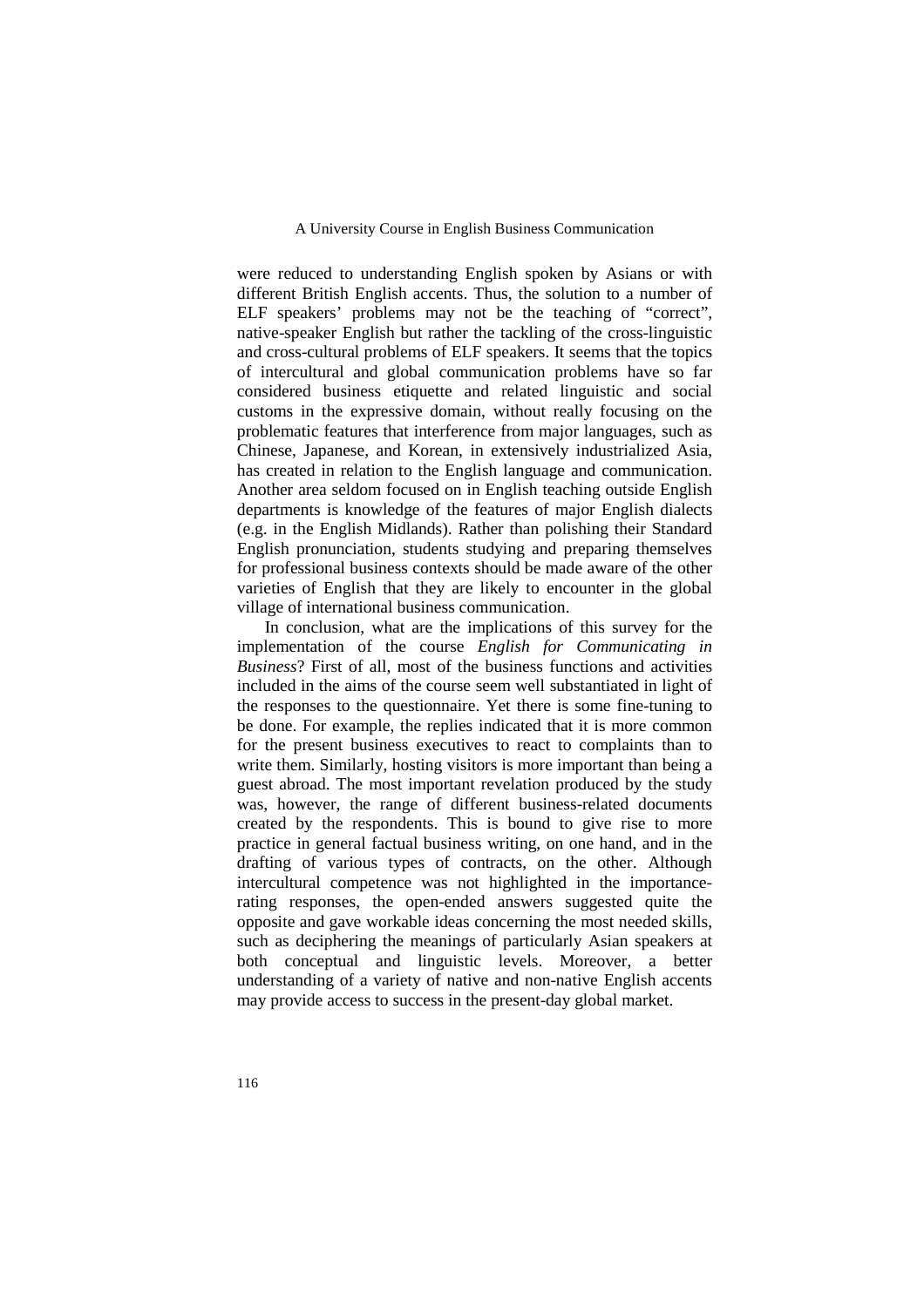were reduced to understanding English spoken by Asians or with different British English accents. Thus, the solution to a number of ELF speakers' problems may not be the teaching of "correct", native-speaker English but rather the tackling of the cross-linguistic and cross-cultural problems of ELF speakers. It seems that the topics of intercultural and global communication problems have so far considered business etiquette and related linguistic and social customs in the expressive domain, without really focusing on the problematic features that interference from major languages, such as Chinese, Japanese, and Korean, in extensively industrialized Asia, has created in relation to the English language and communication. Another area seldom focused on in English teaching outside English departments is knowledge of the features of major English dialects (e.g. in the English Midlands). Rather than polishing their Standard English pronunciation, students studying and preparing themselves for professional business contexts should be made aware of the other varieties of English that they are likely to encounter in the global village of international business communication.

In conclusion, what are the implications of this survey for the implementation of the course *English for Communicating in Business*? First of all, most of the business functions and activities included in the aims of the course seem well substantiated in light of the responses to the questionnaire. Yet there is some fine-tuning to be done. For example, the replies indicated that it is more common for the present business executives to react to complaints than to write them. Similarly, hosting visitors is more important than being a guest abroad. The most important revelation produced by the study was, however, the range of different business-related documents created by the respondents. This is bound to give rise to more practice in general factual business writing, on one hand, and in the drafting of various types of contracts, on the other. Although intercultural competence was not highlighted in the importance-rating responses, the open-ended answers suggested quite the opposite and gave workable ideas concerning the most needed skills, such as deciphering the meanings of particularly Asian speakers at both conceptual and linguistic levels. Moreover, a better understanding of a variety of native and non-native English accents may provide access to success in the present-day global market.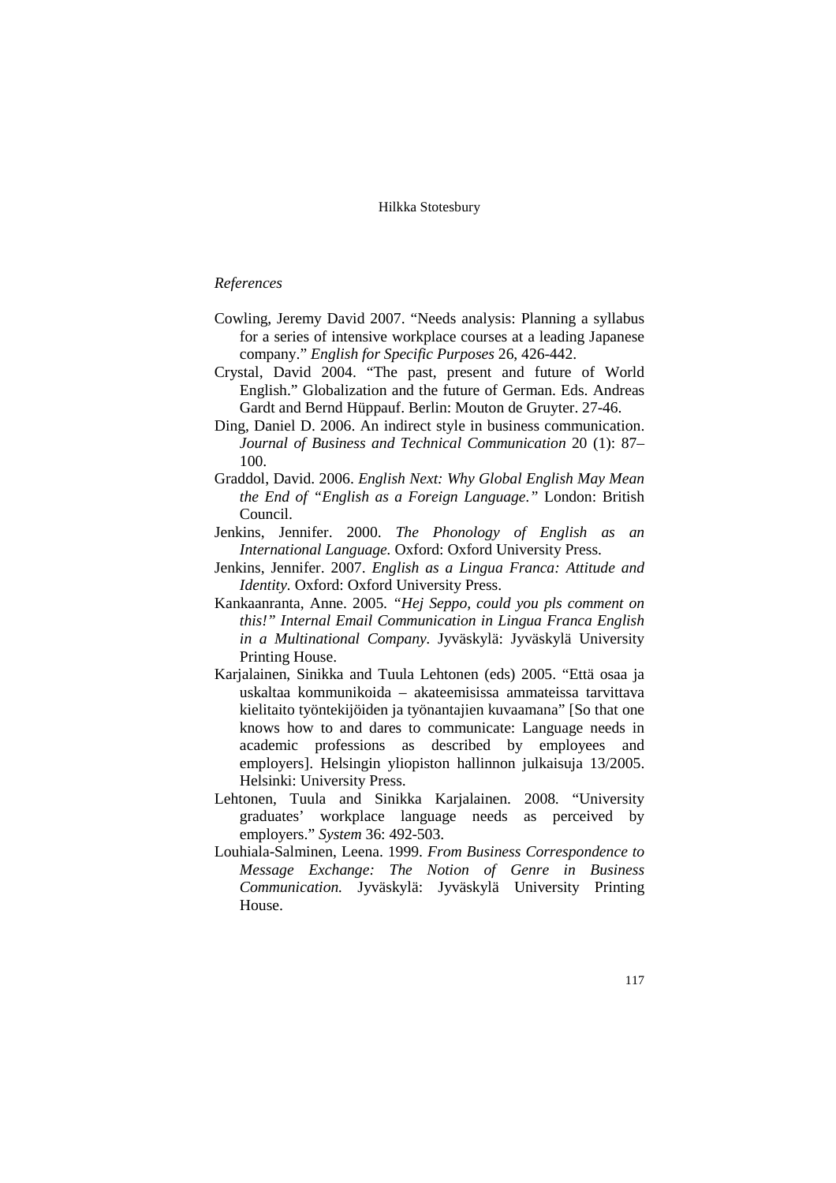*References*

Cowling, Jeremy David 2007. "Needs analysis: Planning a syllabus for a series of intensive workplace courses at a leading Japanese company." *English for Specific Purposes* 26, 426-442.

Crystal, David 2004. "The past, present and future of World English." Globalization and the future of German. Eds. Andreas Gardt and Bernd Hüppauf. Berlin: Mouton de Gruyter. 27-46.

Ding, Daniel D. 2006. An indirect style in business communication. *Journal of Business and Technical Communication* 20 (1): 87–100.

Graddol, David. 2006. *English Next: Why Global English May Mean the End of "English as a Foreign Language."* London: British Council.

Jenkins, Jennifer. 2000. *The Phonology of English as an International Language.* Oxford: Oxford University Press.

Jenkins, Jennifer. 2007. *English as a Lingua Franca: Attitude and Identity.* Oxford: Oxford University Press.

Kankaanranta, Anne. 2005. *"Hej Seppo, could you pls comment on this!" Internal Email Communication in Lingua Franca English in a Multinational Company.* Jyväskylä: Jyväskylä University Printing House.

Karjalainen, Sinikka and Tuula Lehtonen (eds) 2005. "Että osaa ja uskaltaa kommunikoida – akateemisissa ammateissa tarvittava kielitaito työntekijöiden ja työnantajien kuvaamana" [So that one knows how to and dares to communicate: Language needs in academic professions as described by employees and employers]. Helsingin yliopiston hallinnon julkaisuja 13/2005. Helsinki: University Press.

Lehtonen, Tuula and Sinikka Karjalainen. 2008. "University graduates' workplace language needs as perceived by employers." *System* 36: 492-503.

Louhiala-Salminen, Leena. 1999. *From Business Correspondence to Message Exchange: The Notion of Genre in Business Communication.* Jyväskylä: Jyväskylä University Printing House.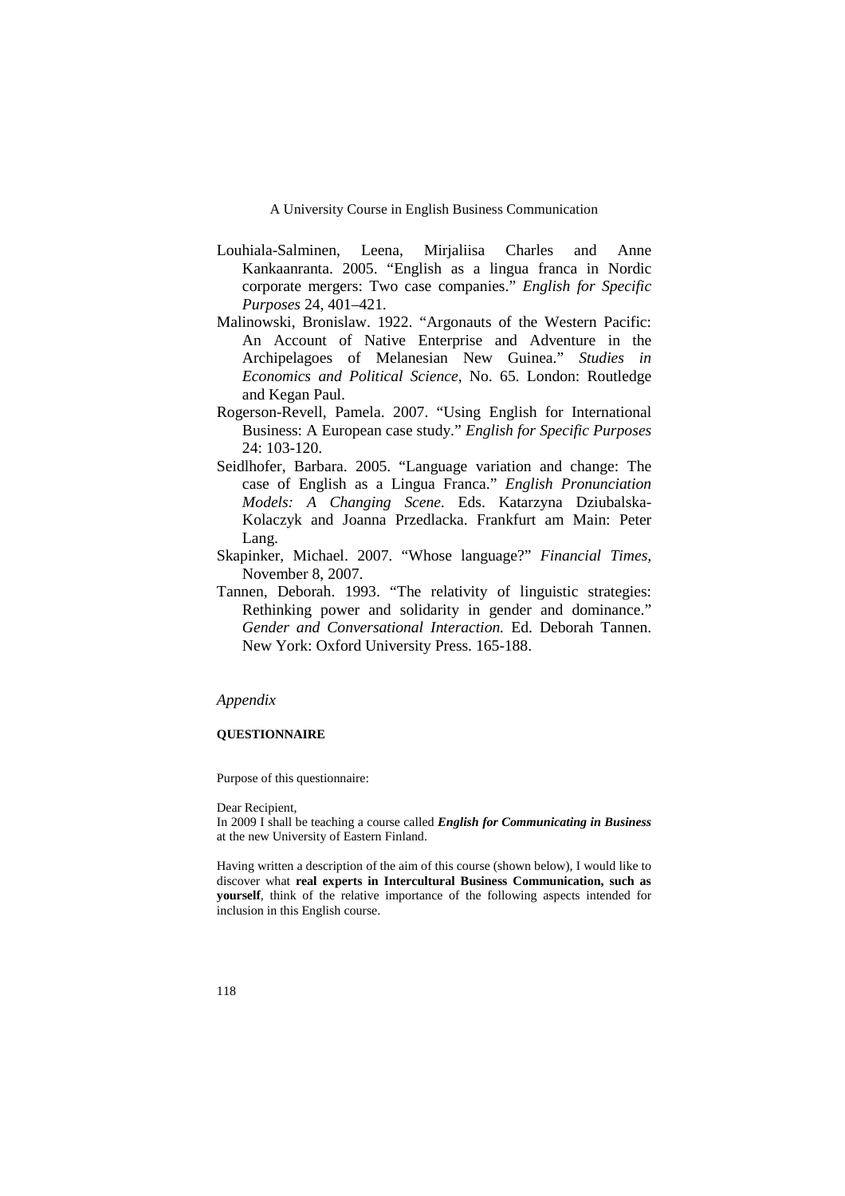Louhiala-Salminen, Leena, Mirjaliisa Charles and Anne Kankaanranta. 2005. "English as a lingua franca in Nordic corporate mergers: Two case companies." *English for Specific Purposes* 24, 401–421.

Malinowski, Bronislaw. 1922. "Argonauts of the Western Pacific: An Account of Native Enterprise and Adventure in the Archipelagoes of Melanesian New Guinea." *Studies in Economics and Political Science*, No. 65. London: Routledge and Kegan Paul.

Rogerson-Revell, Pamela. 2007. "Using English for International Business: A European case study." *English for Specific Purposes* 24: 103-120.

Seidlhofer, Barbara. 2005. "Language variation and change: The case of English as a Lingua Franca." *English Pronunciation Models: A Changing Scene.* Eds. Katarzyna Dziubalska-Kolaczyk and Joanna Przedlacka. Frankfurt am Main: Peter Lang.

Skapinker, Michael. 2007. "Whose language?" *Financial Times,* November 8, 2007.

Tannen, Deborah. 1993. "The relativity of linguistic strategies: Rethinking power and solidarity in gender and dominance." *Gender and Conversational Interaction.* Ed. Deborah Tannen. New York: Oxford University Press. 165-188.

## *Appendix*

### QUESTIONNAIRE

Purpose of this questionnaire:

Dear Recipient,
In 2009 I shall be teaching a course called ***English for Communicating in Business*** at the new University of Eastern Finland.

Having written a description of the aim of this course (shown below), I would like to discover what **real experts in Intercultural Business Communication, such as yourself**, think of the relative importance of the following aspects intended for inclusion in this English course.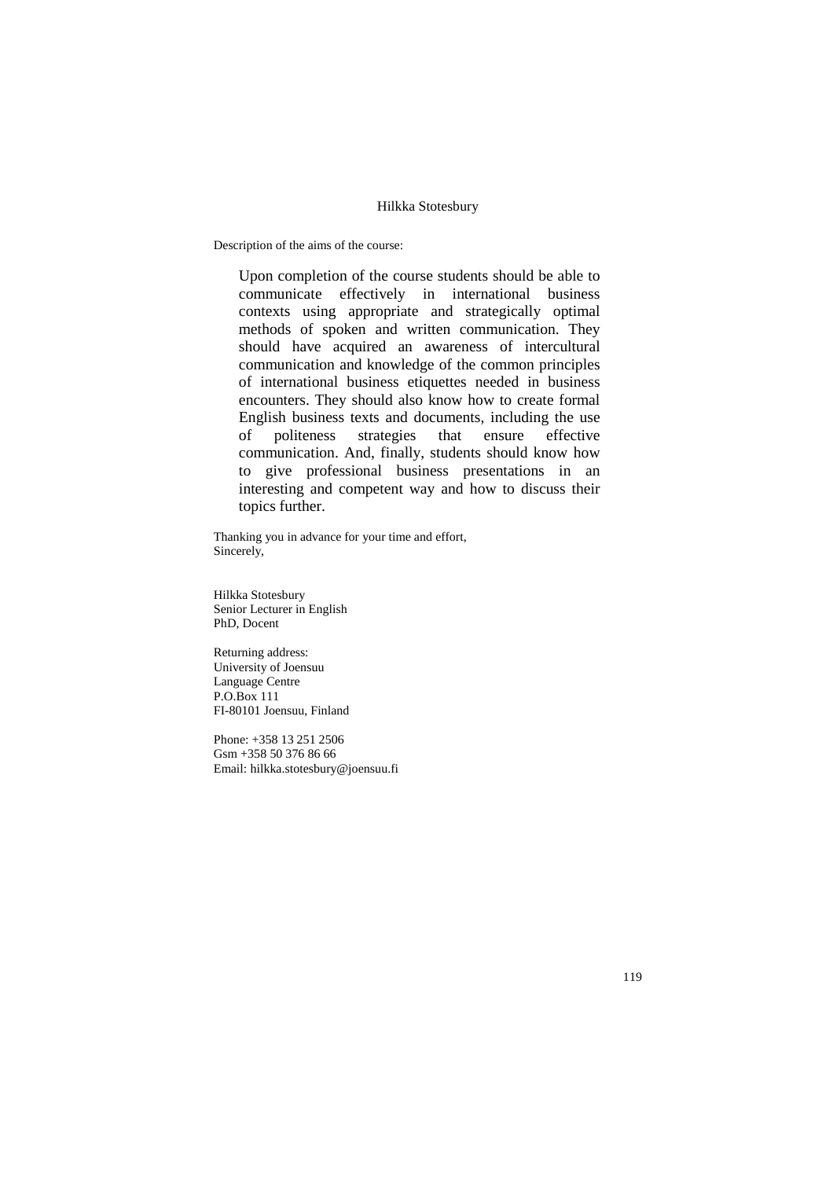Description of the aims of the course:

> Upon completion of the course students should be able to communicate effectively in international business contexts using appropriate and strategically optimal methods of spoken and written communication. They should have acquired an awareness of intercultural communication and knowledge of the common principles of international business etiquettes needed in business encounters. They should also know how to create formal English business texts and documents, including the use of politeness strategies that ensure effective communication. And, finally, students should know how to give professional business presentations in an interesting and competent way and how to discuss their topics further.

Thanking you in advance for your time and effort,
Sincerely,

Hilkka Stotesbury
Senior Lecturer in English
PhD, Docent

Returning address:
University of Joensuu
Language Centre
P.O.Box 111
FI-80101 Joensuu, Finland

Phone: +358 13 251 2506
Gsm +358 50 376 86 66
Email: hilkka.stotesbury@joensuu.fi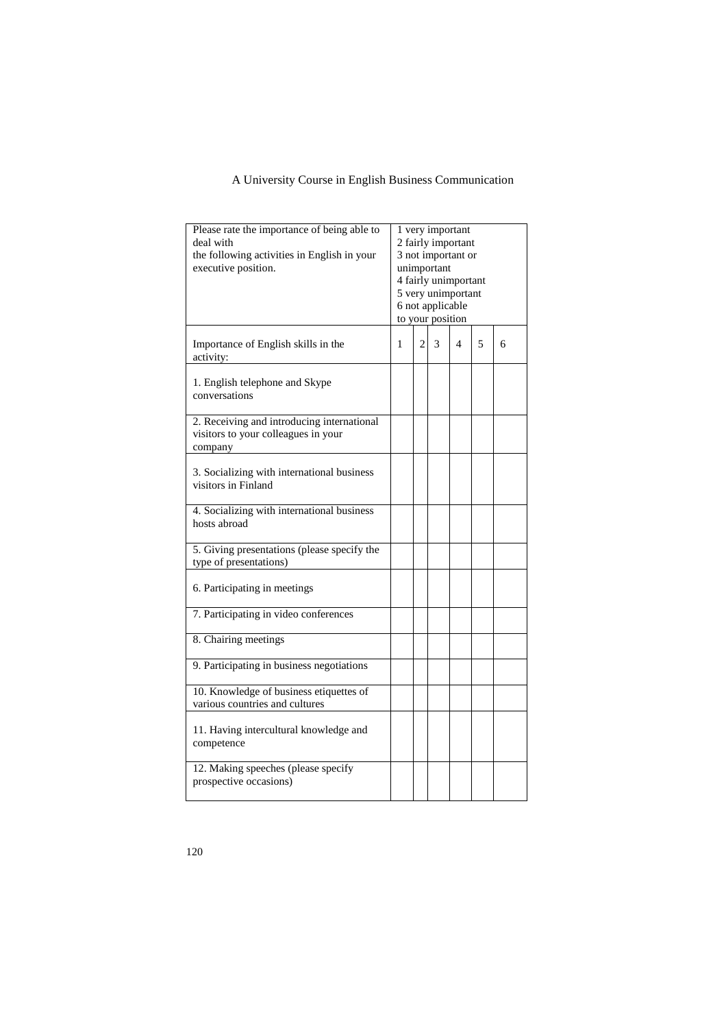| Please rate the importance of being able to deal with the following activities in English in your executive position. | 1 very important<br>2 fairly important<br>3 not important or unimportant<br>4 fairly unimportant<br>5 very unimportant<br>6 not applicable to your position | | | | |
|---|---|---|---|---|---|
| Importance of English skills in the activity: | 1 | 2 | 3 | 4 | 5 | 6 |
| 1. English telephone and Skype conversations | | | | | | |
| 2. Receiving and introducing international visitors to your colleagues in your company | | | | | | |
| 3. Socializing with international business visitors in Finland | | | | | | |
| 4. Socializing with international business hosts abroad | | | | | | |
| 5. Giving presentations (please specify the type of presentations) | | | | | | |
| 6. Participating in meetings | | | | | | |
| 7. Participating in video conferences | | | | | | |
| 8. Chairing meetings | | | | | | |
| 9. Participating in business negotiations | | | | | | |
| 10. Knowledge of business etiquettes of various countries and cultures | | | | | | |
| 11. Having intercultural knowledge and competence | | | | | | |
| 12. Making speeches (please specify prospective occasions) | | | | | | |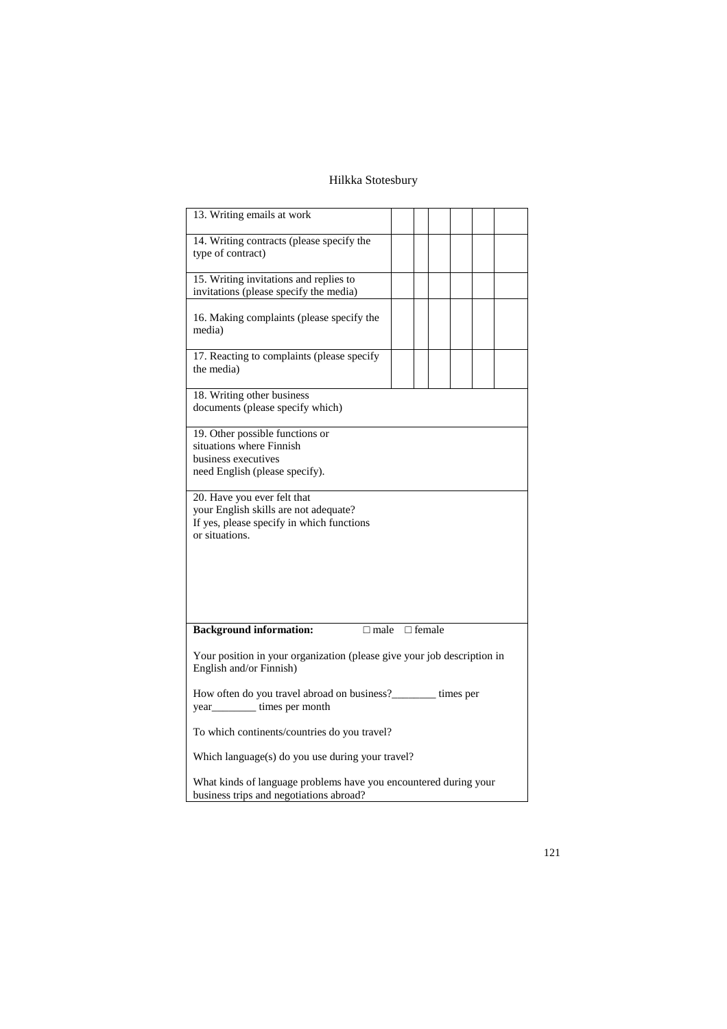| | | | | | | |
|---|---|---|---|---|---|---|
| 13. Writing emails at work | | | | | | |
| 14. Writing contracts (please specify the type of contract) | | | | | | |
| 15. Writing invitations and replies to invitations (please specify the media) | | | | | | |
| 16. Making complaints (please specify the media) | | | | | | |
| 17. Reacting to complaints (please specify the media) | | | | | | |
| 18. Writing other business documents (please specify which) | | | | | | |
| 19. Other possible functions or situations where Finnish business executives need English (please specify). | | | | | | |
| 20. Have you ever felt that your English skills are not adequate? If yes, please specify in which functions or situations. | | | | | | |

**Background information:** □ male □ female

Your position in your organization (please give your job description in English and/or Finnish)

How often do you travel abroad on business?________ times per year________ times per month

To which continents/countries do you travel?

Which language(s) do you use during your travel?

What kinds of language problems have you encountered during your business trips and negotiations abroad?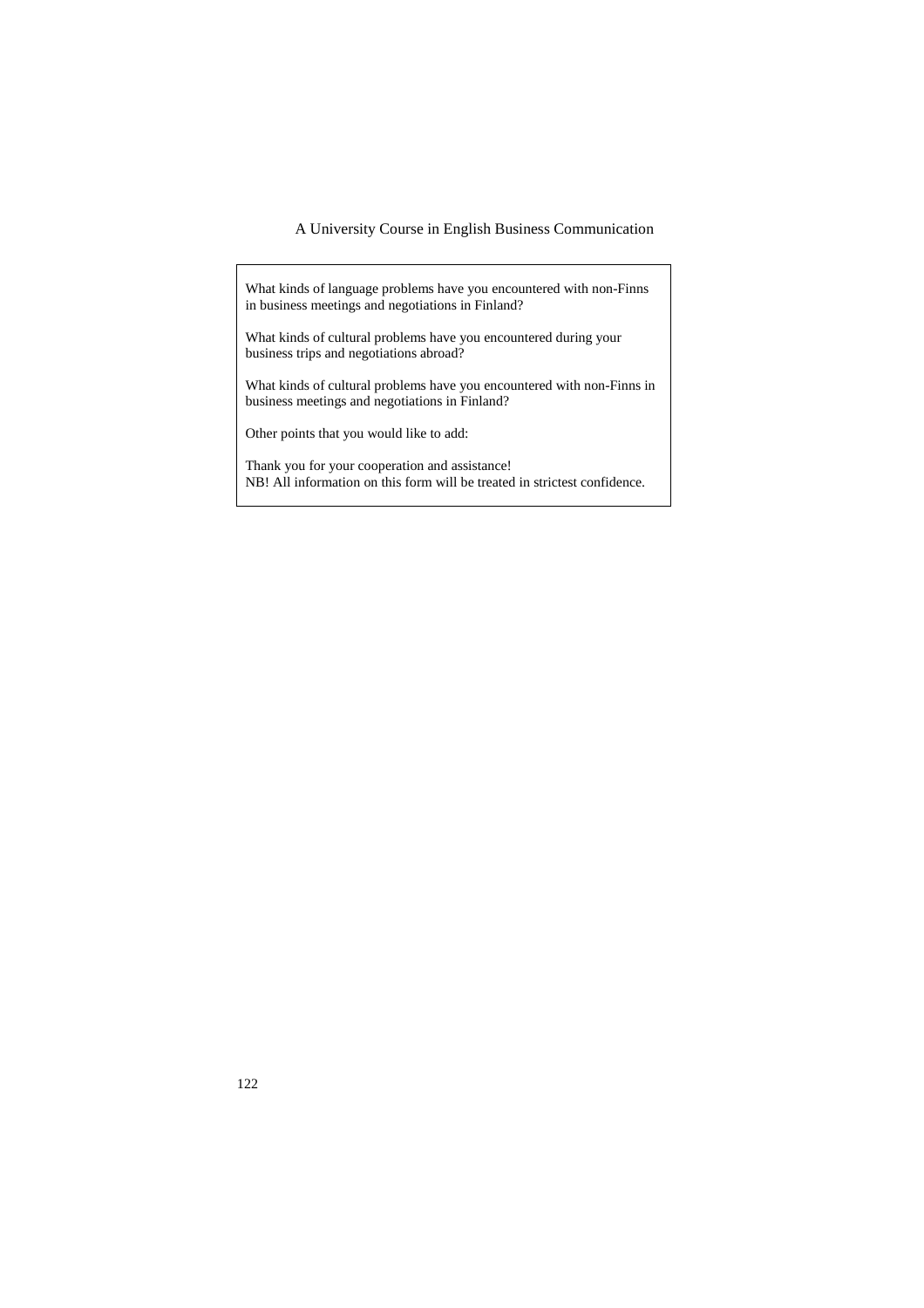What kinds of language problems have you encountered with non-Finns in business meetings and negotiations in Finland?

What kinds of cultural problems have you encountered during your business trips and negotiations abroad?

What kinds of cultural problems have you encountered with non-Finns in business meetings and negotiations in Finland?

Other points that you would like to add:

Thank you for your cooperation and assistance!
NB! All information on this form will be treated in strictest confidence.